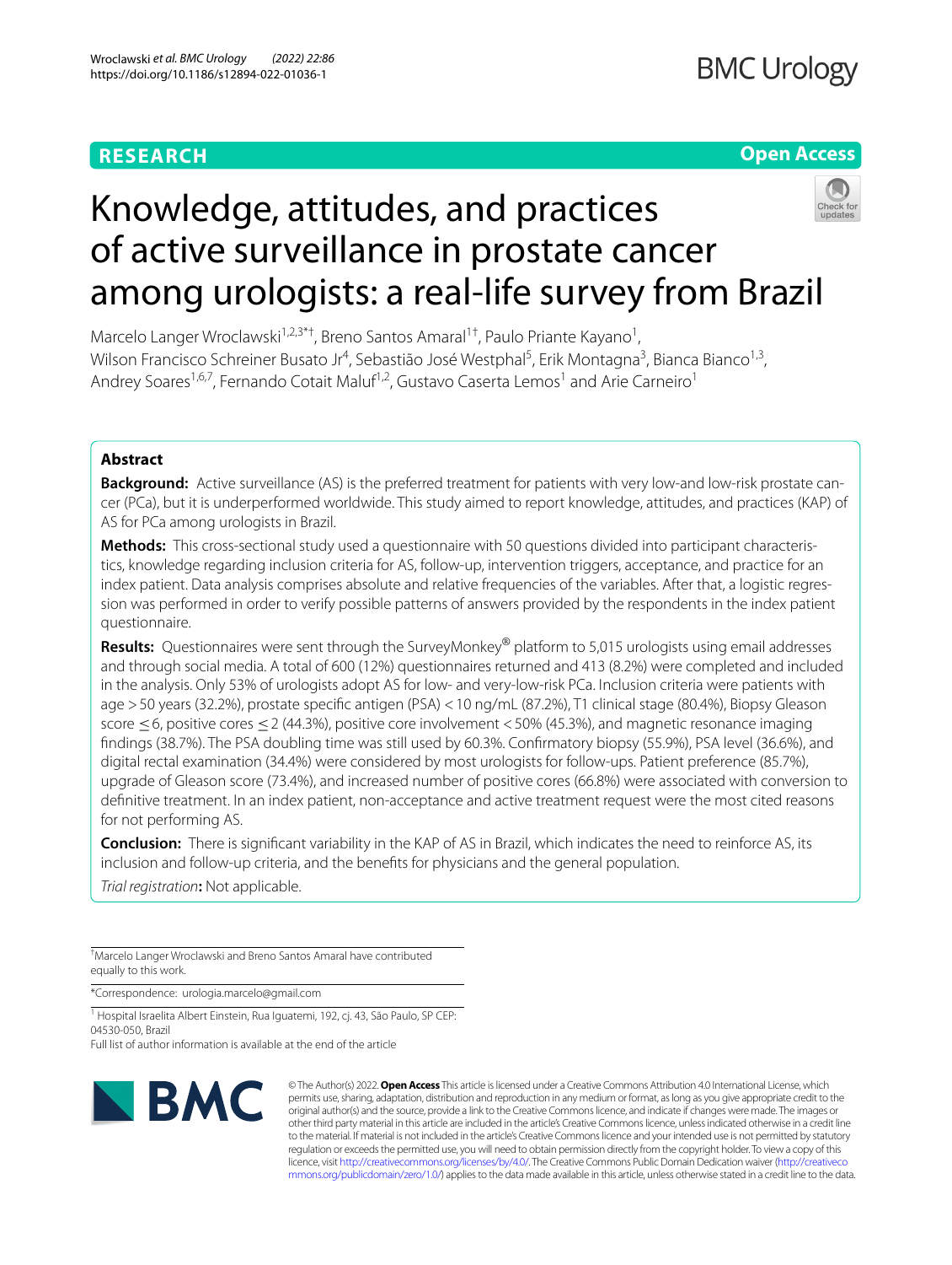RESEARCH

Open Access

# Knowledge, attitudes, and practices of active surveillance in prostate cancer among urologists: a real-life survey from Brazil

Marcelo Langer Wroclawski[1,2,3*†], Breno Santos Amaral[1†], Paulo Priante Kayano[1], Wilson Francisco Schreiner Busato Jr[4], Sebastião José Westphal[5], Erik Montagna[3], Bianca Bianco[1,3], Andrey Soares[1,6,7], Fernando Cotait Maluf[1,2], Gustavo Caserta Lemos[1] and Arie Carneiro[1]

## Abstract

**Background:** Active surveillance (AS) is the preferred treatment for patients with very low-and low-risk prostate cancer (PCa), but it is underperformed worldwide. This study aimed to report knowledge, attitudes, and practices (KAP) of AS for PCa among urologists in Brazil.

**Methods:** This cross-sectional study used a questionnaire with 50 questions divided into participant characteristics, knowledge regarding inclusion criteria for AS, follow-up, intervention triggers, acceptance, and practice for an index patient. Data analysis comprises absolute and relative frequencies of the variables. After that, a logistic regression was performed in order to verify possible patterns of answers provided by the respondents in the index patient questionnaire.

**Results:** Questionnaires were sent through the SurveyMonkey® platform to 5,015 urologists using email addresses and through social media. A total of 600 (12%) questionnaires returned and 413 (8.2%) were completed and included in the analysis. Only 53% of urologists adopt AS for low- and very-low-risk PCa. Inclusion criteria were patients with age > 50 years (32.2%), prostate specific antigen (PSA) < 10 ng/mL (87.2%), T1 clinical stage (80.4%), Biopsy Gleason score ≤ 6, positive cores ≤ 2 (44.3%), positive core involvement < 50% (45.3%), and magnetic resonance imaging findings (38.7%). The PSA doubling time was still used by 60.3%. Confirmatory biopsy (55.9%), PSA level (36.6%), and digital rectal examination (34.4%) were considered by most urologists for follow-ups. Patient preference (85.7%), upgrade of Gleason score (73.4%), and increased number of positive cores (66.8%) were associated with conversion to definitive treatment. In an index patient, non-acceptance and active treatment request were the most cited reasons for not performing AS.

**Conclusion:** There is significant variability in the KAP of AS in Brazil, which indicates the need to reinforce AS, its inclusion and follow-up criteria, and the benefits for physicians and the general population.

*Trial registration*: Not applicable.

†Marcelo Langer Wroclawski and Breno Santos Amaral have contributed equally to this work.

*Correspondence: urologia.marcelo@gmail.com

[1] Hospital Israelita Albert Einstein, Rua Iguatemi, 192, cj. 43, São Paulo, SP CEP: 04530-050, Brazil

Full list of author information is available at the end of the article

© The Author(s) 2022. **Open Access** This article is licensed under a Creative Commons Attribution 4.0 International License, which permits use, sharing, adaptation, distribution and reproduction in any medium or format, as long as you give appropriate credit to the original author(s) and the source, provide a link to the Creative Commons licence, and indicate if changes were made. The images or other third party material in this article are included in the article's Creative Commons licence, unless indicated otherwise in a credit line to the material. If material is not included in the article's Creative Commons licence and your intended use is not permitted by statutory regulation or exceeds the permitted use, you will need to obtain permission directly from the copyright holder. To view a copy of this licence, visit http://creativecommons.org/licenses/by/4.0/. The Creative Commons Public Domain Dedication waiver (http://creativecommons.org/publicdomain/zero/1.0/) applies to the data made available in this article, unless otherwise stated in a credit line to the data.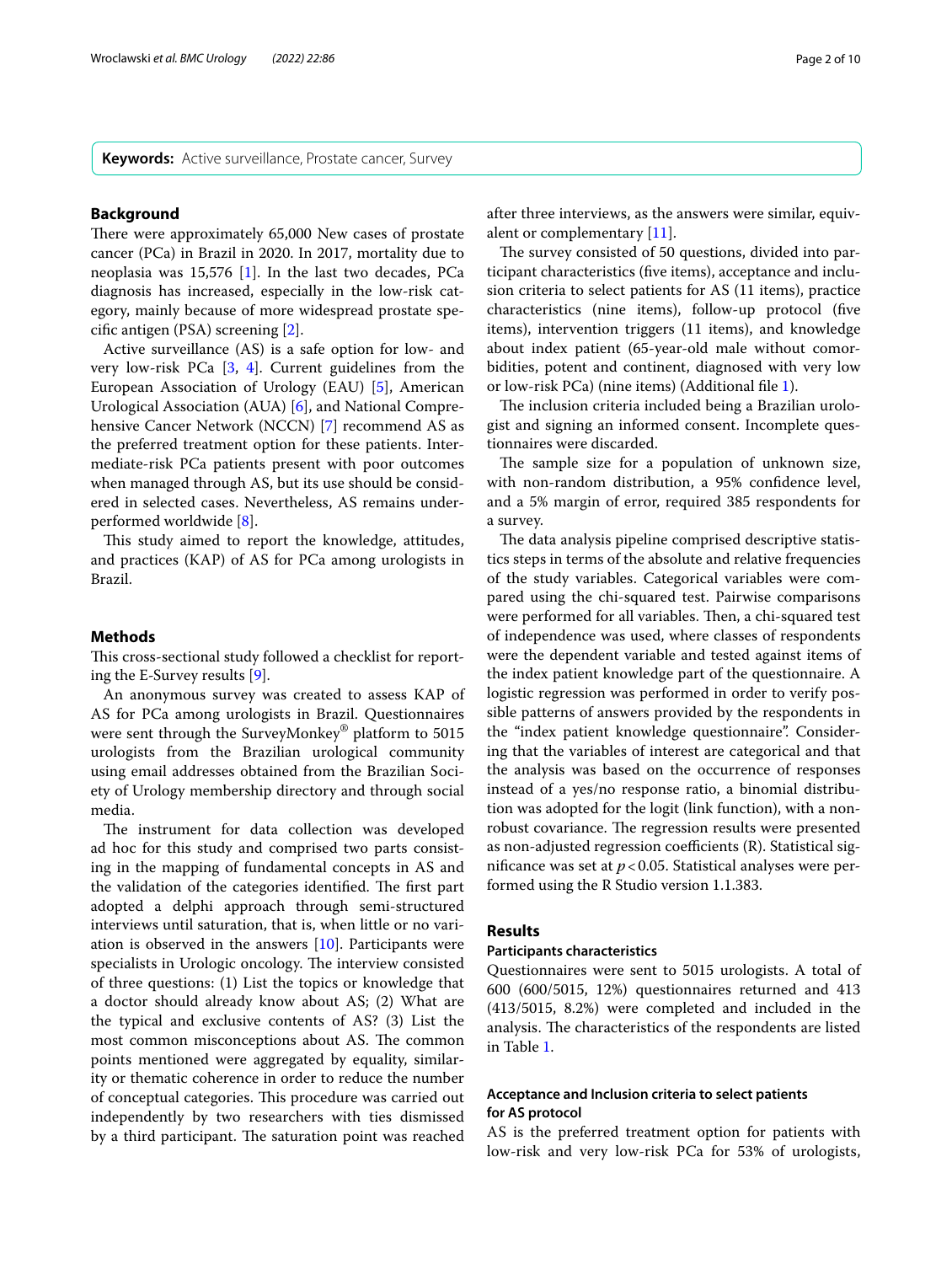**Keywords:** Active surveillance, Prostate cancer, Survey

## Background

There were approximately 65,000 New cases of prostate cancer (PCa) in Brazil in 2020. In 2017, mortality due to neoplasia was 15,576 [1]. In the last two decades, PCa diagnosis has increased, especially in the low-risk category, mainly because of more widespread prostate specific antigen (PSA) screening [2].

Active surveillance (AS) is a safe option for low- and very low-risk PCa [3, 4]. Current guidelines from the European Association of Urology (EAU) [5], American Urological Association (AUA) [6], and National Comprehensive Cancer Network (NCCN) [7] recommend AS as the preferred treatment option for these patients. Intermediate-risk PCa patients present with poor outcomes when managed through AS, but its use should be considered in selected cases. Nevertheless, AS remains underperformed worldwide [8].

This study aimed to report the knowledge, attitudes, and practices (KAP) of AS for PCa among urologists in Brazil.

## Methods

This cross-sectional study followed a checklist for reporting the E-Survey results [9].

An anonymous survey was created to assess KAP of AS for PCa among urologists in Brazil. Questionnaires were sent through the SurveyMonkey® platform to 5015 urologists from the Brazilian urological community using email addresses obtained from the Brazilian Society of Urology membership directory and through social media.

The instrument for data collection was developed ad hoc for this study and comprised two parts consisting in the mapping of fundamental concepts in AS and the validation of the categories identified. The first part adopted a delphi approach through semi-structured interviews until saturation, that is, when little or no variation is observed in the answers [10]. Participants were specialists in Urologic oncology. The interview consisted of three questions: (1) List the topics or knowledge that a doctor should already know about AS; (2) What are the typical and exclusive contents of AS? (3) List the most common misconceptions about AS. The common points mentioned were aggregated by equality, similarity or thematic coherence in order to reduce the number of conceptual categories. This procedure was carried out independently by two researchers with ties dismissed by a third participant. The saturation point was reached after three interviews, as the answers were similar, equivalent or complementary [11].

The survey consisted of 50 questions, divided into participant characteristics (five items), acceptance and inclusion criteria to select patients for AS (11 items), practice characteristics (nine items), follow-up protocol (five items), intervention triggers (11 items), and knowledge about index patient (65-year-old male without comorbidities, potent and continent, diagnosed with very low or low-risk PCa) (nine items) (Additional file 1).

The inclusion criteria included being a Brazilian urologist and signing an informed consent. Incomplete questionnaires were discarded.

The sample size for a population of unknown size, with non-random distribution, a 95% confidence level, and a 5% margin of error, required 385 respondents for a survey.

The data analysis pipeline comprised descriptive statistics steps in terms of the absolute and relative frequencies of the study variables. Categorical variables were compared using the chi-squared test. Pairwise comparisons were performed for all variables. Then, a chi-squared test of independence was used, where classes of respondents were the dependent variable and tested against items of the index patient knowledge part of the questionnaire. A logistic regression was performed in order to verify possible patterns of answers provided by the respondents in the "index patient knowledge questionnaire". Considering that the variables of interest are categorical and that the analysis was based on the occurrence of responses instead of a yes/no response ratio, a binomial distribution was adopted for the logit (link function), with a non-robust covariance. The regression results were presented as non-adjusted regression coefficients (R). Statistical significance was set at $p < 0.05$. Statistical analyses were performed using the R Studio version 1.1.383.

## Results

### Participants characteristics

Questionnaires were sent to 5015 urologists. A total of 600 (600/5015, 12%) questionnaires returned and 413 (413/5015, 8.2%) were completed and included in the analysis. The characteristics of the respondents are listed in Table 1.

### Acceptance and Inclusion criteria to select patients for AS protocol

AS is the preferred treatment option for patients with low-risk and very low-risk PCa for 53% of urologists,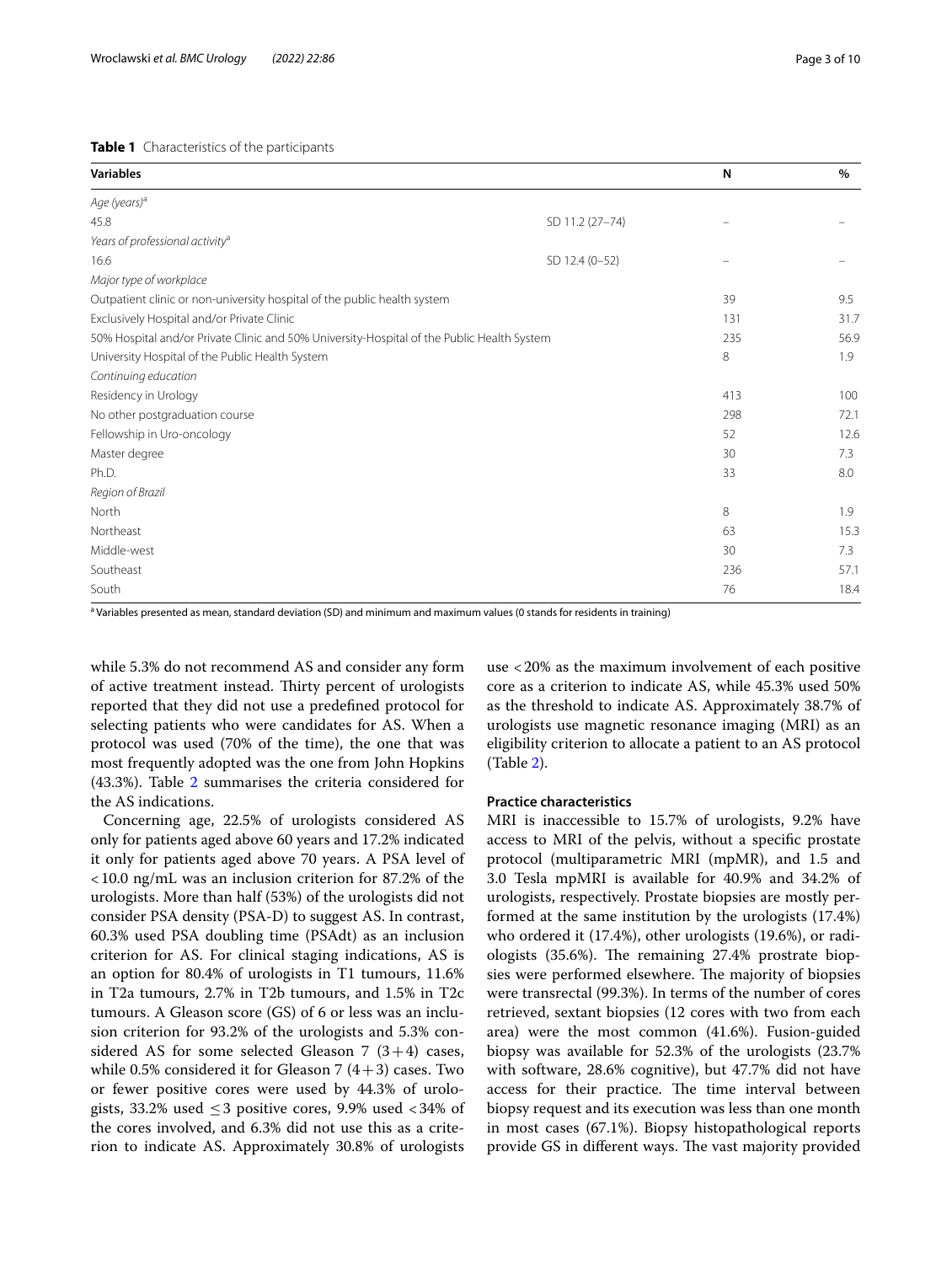**Table 1** Characteristics of the participants

| Variables | | N | % |
|---|---|---|---|
| *Age (years)*[a] | | | |
| 45.8 | SD 11.2 (27–74) | – | – |
| *Years of professional activity*[a] | | | |
| 16.6 | SD 12.4 (0–52) | – | – |
| *Major type of workplace* | | | |
| Outpatient clinic or non-university hospital of the public health system | | 39 | 9.5 |
| Exclusively Hospital and/or Private Clinic | | 131 | 31.7 |
| 50% Hospital and/or Private Clinic and 50% University-Hospital of the Public Health System | | 235 | 56.9 |
| University Hospital of the Public Health System | | 8 | 1.9 |
| *Continuing education* | | | |
| Residency in Urology | | 413 | 100 |
| No other postgraduation course | | 298 | 72.1 |
| Fellowship in Uro-oncology | | 52 | 12.6 |
| Master degree | | 30 | 7.3 |
| Ph.D. | | 33 | 8.0 |
| *Region of Brazil* | | | |
| North | | 8 | 1.9 |
| Northeast | | 63 | 15.3 |
| Middle-west | | 30 | 7.3 |
| Southeast | | 236 | 57.1 |
| South | | 76 | 18.4 |

[a] Variables presented as mean, standard deviation (SD) and minimum and maximum values (0 stands for residents in training)

while 5.3% do not recommend AS and consider any form of active treatment instead. Thirty percent of urologists reported that they did not use a predefined protocol for selecting patients who were candidates for AS. When a protocol was used (70% of the time), the one that was most frequently adopted was the one from John Hopkins (43.3%). Table 2 summarises the criteria considered for the AS indications.

Concerning age, 22.5% of urologists considered AS only for patients aged above 60 years and 17.2% indicated it only for patients aged above 70 years. A PSA level of <10.0 ng/mL was an inclusion criterion for 87.2% of the urologists. More than half (53%) of the urologists did not consider PSA density (PSA-D) to suggest AS. In contrast, 60.3% used PSA doubling time (PSAdt) as an inclusion criterion for AS. For clinical staging indications, AS is an option for 80.4% of urologists in T1 tumours, 11.6% in T2a tumours, 2.7% in T2b tumours, and 1.5% in T2c tumours. A Gleason score (GS) of 6 or less was an inclusion criterion for 93.2% of the urologists and 5.3% considered AS for some selected Gleason 7 (3+4) cases, while 0.5% considered it for Gleason 7 (4+3) cases. Two or fewer positive cores were used by 44.3% of urologists, 33.2% used ≤3 positive cores, 9.9% used <34% of the cores involved, and 6.3% did not use this as a criterion to indicate AS. Approximately 30.8% of urologists use <20% as the maximum involvement of each positive core as a criterion to indicate AS, while 45.3% used 50% as the threshold to indicate AS. Approximately 38.7% of urologists use magnetic resonance imaging (MRI) as an eligibility criterion to allocate a patient to an AS protocol (Table 2).

### Practice characteristics

MRI is inaccessible to 15.7% of urologists, 9.2% have access to MRI of the pelvis, without a specific prostate protocol (multiparametric MRI (mpMR), and 1.5 and 3.0 Tesla mpMRI is available for 40.9% and 34.2% of urologists, respectively. Prostate biopsies are mostly performed at the same institution by the urologists (17.4%) who ordered it (17.4%), other urologists (19.6%), or radiologists (35.6%). The remaining 27.4% prostrate biopsies were performed elsewhere. The majority of biopsies were transrectal (99.3%). In terms of the number of cores retrieved, sextant biopsies (12 cores with two from each area) were the most common (41.6%). Fusion-guided biopsy was available for 52.3% of the urologists (23.7% with software, 28.6% cognitive), but 47.7% did not have access for their practice. The time interval between biopsy request and its execution was less than one month in most cases (67.1%). Biopsy histopathological reports provide GS in different ways. The vast majority provided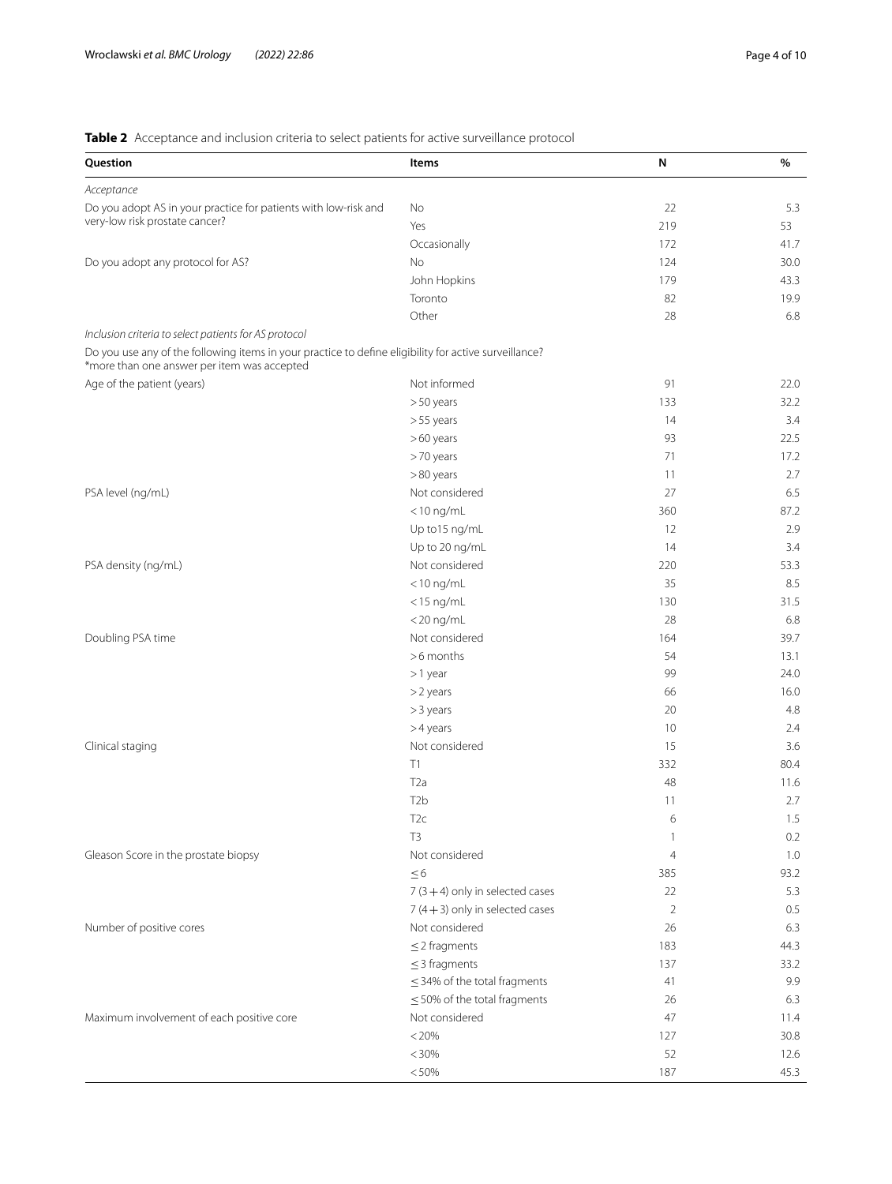**Table 2** Acceptance and inclusion criteria to select patients for active surveillance protocol

| Question | Items | N | % |
|---|---|---|---|
| *Acceptance* | | | |
| Do you adopt AS in your practice for patients with low-risk and very-low risk prostate cancer? | No | 22 | 5.3 |
| | Yes | 219 | 53 |
| | Occasionally | 172 | 41.7 |
| Do you adopt any protocol for AS? | No | 124 | 30.0 |
| | John Hopkins | 179 | 43.3 |
| | Toronto | 82 | 19.9 |
| | Other | 28 | 6.8 |
| *Inclusion criteria to select patients for AS protocol* | | | |
| Do you use any of the following items in your practice to define eligibility for active surveillance? *more than one answer per item was accepted | | | |
| Age of the patient (years) | Not informed | 91 | 22.0 |
| | > 50 years | 133 | 32.2 |
| | > 55 years | 14 | 3.4 |
| | > 60 years | 93 | 22.5 |
| | > 70 years | 71 | 17.2 |
| | > 80 years | 11 | 2.7 |
| PSA level (ng/mL) | Not considered | 27 | 6.5 |
| | < 10 ng/mL | 360 | 87.2 |
| | Up to15 ng/mL | 12 | 2.9 |
| | Up to 20 ng/mL | 14 | 3.4 |
| PSA density (ng/mL) | Not considered | 220 | 53.3 |
| | < 10 ng/mL | 35 | 8.5 |
| | < 15 ng/mL | 130 | 31.5 |
| | < 20 ng/mL | 28 | 6.8 |
| Doubling PSA time | Not considered | 164 | 39.7 |
| | > 6 months | 54 | 13.1 |
| | > 1 year | 99 | 24.0 |
| | > 2 years | 66 | 16.0 |
| | > 3 years | 20 | 4.8 |
| | > 4 years | 10 | 2.4 |
| Clinical staging | Not considered | 15 | 3.6 |
| | T1 | 332 | 80.4 |
| | T2a | 48 | 11.6 |
| | T2b | 11 | 2.7 |
| | T2c | 6 | 1.5 |
| | T3 | 1 | 0.2 |
| Gleason Score in the prostate biopsy | Not considered | 4 | 1.0 |
| | ≤ 6 | 385 | 93.2 |
| | 7 (3 + 4) only in selected cases | 22 | 5.3 |
| | 7 (4 + 3) only in selected cases | 2 | 0.5 |
| Number of positive cores | Not considered | 26 | 6.3 |
| | ≤ 2 fragments | 183 | 44.3 |
| | ≤ 3 fragments | 137 | 33.2 |
| | ≤ 34% of the total fragments | 41 | 9.9 |
| | ≤ 50% of the total fragments | 26 | 6.3 |
| Maximum involvement of each positive core | Not considered | 47 | 11.4 |
| | < 20% | 127 | 30.8 |
| | < 30% | 52 | 12.6 |
| | < 50% | 187 | 45.3 |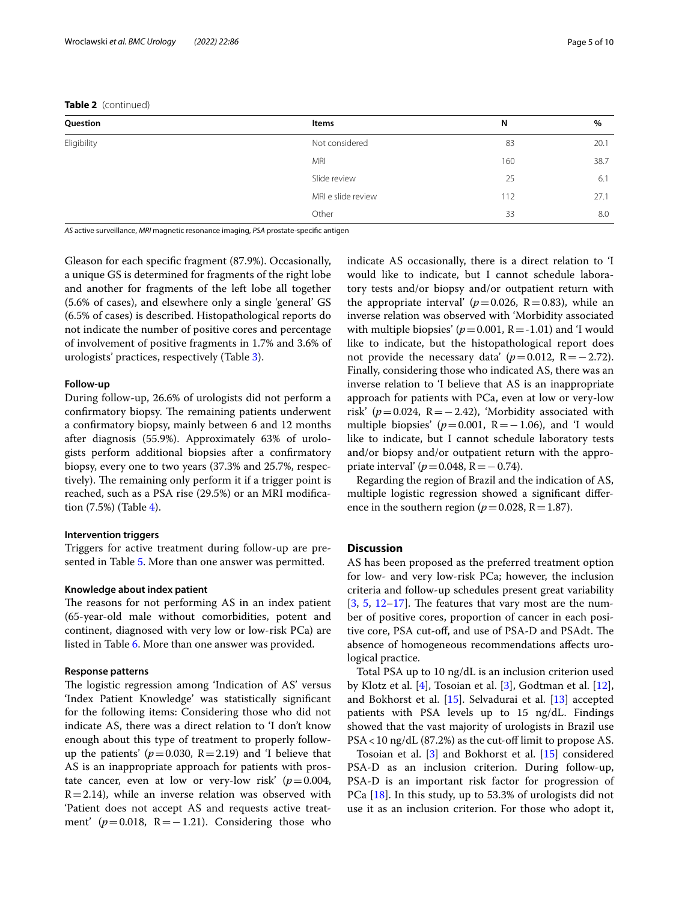**Table 2** (continued)

| Question | Items | N | % |
|---|---|---|---|
| Eligibility | Not considered | 83 | 20.1 |
| | MRI | 160 | 38.7 |
| | Slide review | 25 | 6.1 |
| | MRI e slide review | 112 | 27.1 |
| | Other | 33 | 8.0 |

*AS* active surveillance, *MRI* magnetic resonance imaging, *PSA* prostate-specific antigen

Gleason for each specific fragment (87.9%). Occasionally, a unique GS is determined for fragments of the right lobe and another for fragments of the left lobe all together (5.6% of cases), and elsewhere only a single 'general' GS (6.5% of cases) is described. Histopathological reports do not indicate the number of positive cores and percentage of involvement of positive fragments in 1.7% and 3.6% of urologists' practices, respectively (Table 3).

### Follow-up

During follow-up, 26.6% of urologists did not perform a confirmatory biopsy. The remaining patients underwent a confirmatory biopsy, mainly between 6 and 12 months after diagnosis (55.9%). Approximately 63% of urologists perform additional biopsies after a confirmatory biopsy, every one to two years (37.3% and 25.7%, respectively). The remaining only perform it if a trigger point is reached, such as a PSA rise (29.5%) or an MRI modification (7.5%) (Table 4).

### Intervention triggers

Triggers for active treatment during follow-up are presented in Table 5. More than one answer was permitted.

### Knowledge about index patient

The reasons for not performing AS in an index patient (65-year-old male without comorbidities, potent and continent, diagnosed with very low or low-risk PCa) are listed in Table 6. More than one answer was provided.

### Response patterns

The logistic regression among 'Indication of AS' versus 'Index Patient Knowledge' was statistically significant for the following items: Considering those who did not indicate AS, there was a direct relation to 'I don't know enough about this type of treatment to properly follow-up the patients' ($p = 0.030$, $R = 2.19$) and 'I believe that AS is an inappropriate approach for patients with prostate cancer, even at low or very-low risk' ($p = 0.004$, $R = 2.14$), while an inverse relation was observed with 'Patient does not accept AS and requests active treatment' ($p = 0.018$, $R = -1.21$). Considering those who indicate AS occasionally, there is a direct relation to 'I would like to indicate, but I cannot schedule laboratory tests and/or biopsy and/or outpatient return with the appropriate interval' ($p = 0.026$, $R = 0.83$), while an inverse relation was observed with 'Morbidity associated with multiple biopsies' ($p = 0.001$, $R = -1.01$) and 'I would like to indicate, but the histopathological report does not provide the necessary data' ($p = 0.012$, $R = -2.72$). Finally, considering those who indicated AS, there was an inverse relation to 'I believe that AS is an inappropriate approach for patients with PCa, even at low or very-low risk' ($p = 0.024$, $R = -2.42$), 'Morbidity associated with multiple biopsies' ($p = 0.001$, $R = -1.06$), and 'I would like to indicate, but I cannot schedule laboratory tests and/or biopsy and/or outpatient return with the appropriate interval' ($p = 0.048$, $R = -0.74$).

Regarding the region of Brazil and the indication of AS, multiple logistic regression showed a significant difference in the southern region ($p = 0.028$, $R = 1.87$).

## Discussion

AS has been proposed as the preferred treatment option for low- and very low-risk PCa; however, the inclusion criteria and follow-up schedules present great variability [3, 5, 12–17]. The features that vary most are the number of positive cores, proportion of cancer in each positive core, PSA cut-off, and use of PSA-D and PSAdt. The absence of homogeneous recommendations affects urological practice.

Total PSA up to 10 ng/dL is an inclusion criterion used by Klotz et al. [4], Tosoian et al. [3], Godtman et al. [12], and Bokhorst et al. [15]. Selvadurai et al. [13] accepted patients with PSA levels up to 15 ng/dL. Findings showed that the vast majority of urologists in Brazil use PSA < 10 ng/dL (87.2%) as the cut-off limit to propose AS.

Tosoian et al. [3] and Bokhorst et al. [15] considered PSA-D as an inclusion criterion. During follow-up, PSA-D is an important risk factor for progression of PCa [18]. In this study, up to 53.3% of urologists did not use it as an inclusion criterion. For those who adopt it,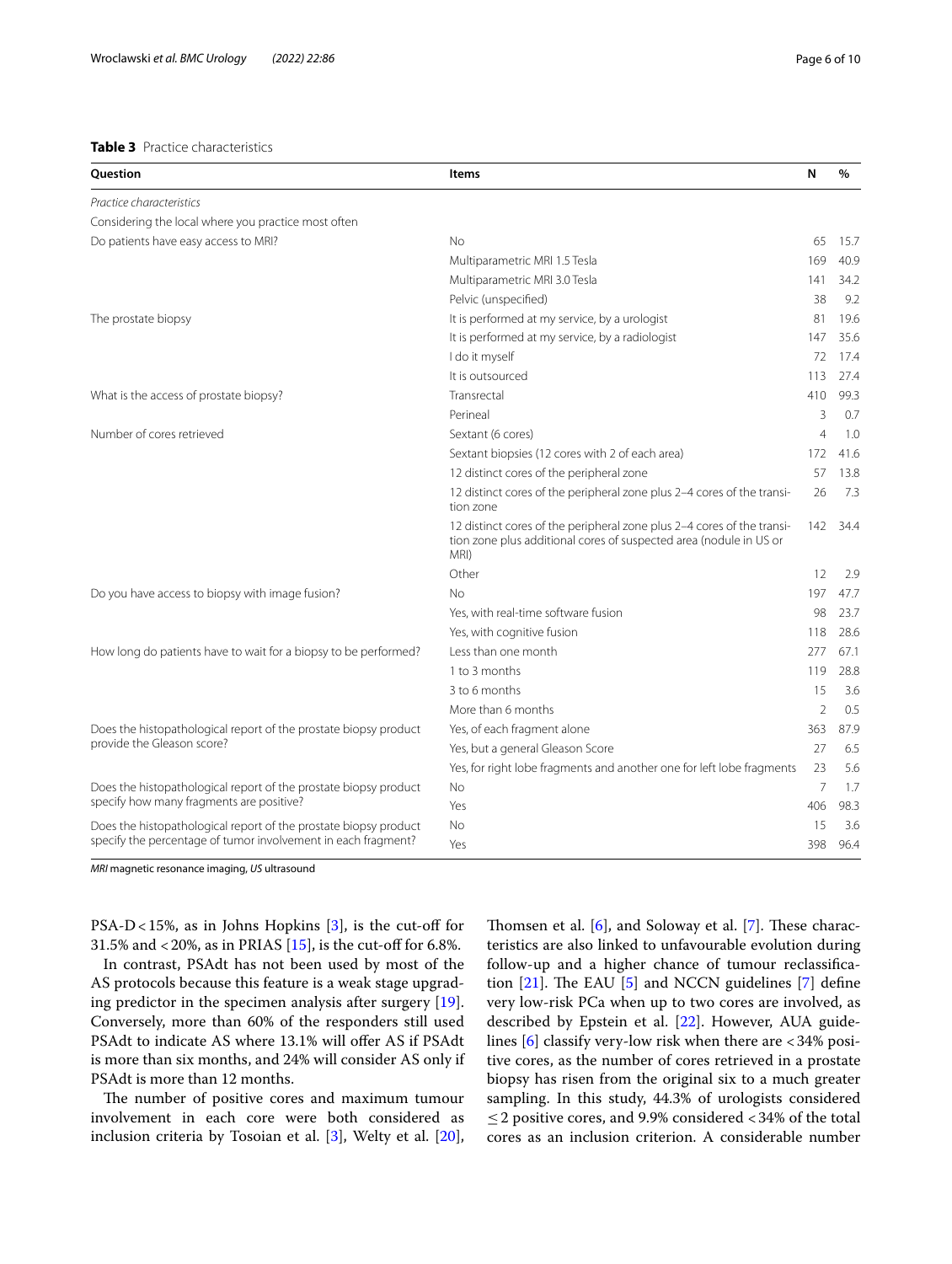**Table 3** Practice characteristics

| Question | Items | N | % |
|---|---|---|---|
| *Practice characteristics* | | | |
| Considering the local where you practice most often | | | |
| Do patients have easy access to MRI? | No | 65 | 15.7 |
| | Multiparametric MRI 1.5 Tesla | 169 | 40.9 |
| | Multiparametric MRI 3.0 Tesla | 141 | 34.2 |
| | Pelvic (unspecified) | 38 | 9.2 |
| The prostate biopsy | It is performed at my service, by a urologist | 81 | 19.6 |
| | It is performed at my service, by a radiologist | 147 | 35.6 |
| | I do it myself | 72 | 17.4 |
| | It is outsourced | 113 | 27.4 |
| What is the access of prostate biopsy? | Transrectal | 410 | 99.3 |
| | Perineal | 3 | 0.7 |
| Number of cores retrieved | Sextant (6 cores) | 4 | 1.0 |
| | Sextant biopsies (12 cores with 2 of each area) | 172 | 41.6 |
| | 12 distinct cores of the peripheral zone | 57 | 13.8 |
| | 12 distinct cores of the peripheral zone plus 2–4 cores of the transition zone | 26 | 7.3 |
| | 12 distinct cores of the peripheral zone plus 2–4 cores of the transition zone plus additional cores of suspected area (nodule in US or MRI) | 142 | 34.4 |
| | Other | 12 | 2.9 |
| Do you have access to biopsy with image fusion? | No | 197 | 47.7 |
| | Yes, with real-time software fusion | 98 | 23.7 |
| | Yes, with cognitive fusion | 118 | 28.6 |
| How long do patients have to wait for a biopsy to be performed? | Less than one month | 277 | 67.1 |
| | 1 to 3 months | 119 | 28.8 |
| | 3 to 6 months | 15 | 3.6 |
| | More than 6 months | 2 | 0.5 |
| Does the histopathological report of the prostate biopsy product provide the Gleason score? | Yes, of each fragment alone | 363 | 87.9 |
| | Yes, but a general Gleason Score | 27 | 6.5 |
| | Yes, for right lobe fragments and another one for left lobe fragments | 23 | 5.6 |
| Does the histopathological report of the prostate biopsy product specify how many fragments are positive? | No | 7 | 1.7 |
| | Yes | 406 | 98.3 |
| Does the histopathological report of the prostate biopsy product specify the percentage of tumor involvement in each fragment? | No | 15 | 3.6 |
| | Yes | 398 | 96.4 |

*MRI* magnetic resonance imaging, *US* ultrasound

PSA-D < 15%, as in Johns Hopkins [3], is the cut-off for 31.5% and < 20%, as in PRIAS [15], is the cut-off for 6.8%.

In contrast, PSAdt has not been used by most of the AS protocols because this feature is a weak stage upgrading predictor in the specimen analysis after surgery [19]. Conversely, more than 60% of the responders still used PSAdt to indicate AS where 13.1% will offer AS if PSAdt is more than six months, and 24% will consider AS only if PSAdt is more than 12 months.

The number of positive cores and maximum tumour involvement in each core were both considered as inclusion criteria by Tosoian et al. [3], Welty et al. [20], Thomsen et al. [6], and Soloway et al. [7]. These characteristics are also linked to unfavourable evolution during follow-up and a higher chance of tumour reclassification [21]. The EAU [5] and NCCN guidelines [7] define very low-risk PCa when up to two cores are involved, as described by Epstein et al. [22]. However, AUA guidelines [6] classify very-low risk when there are < 34% positive cores, as the number of cores retrieved in a prostate biopsy has risen from the original six to a much greater sampling. In this study, 44.3% of urologists considered ≤ 2 positive cores, and 9.9% considered < 34% of the total cores as an inclusion criterion. A considerable number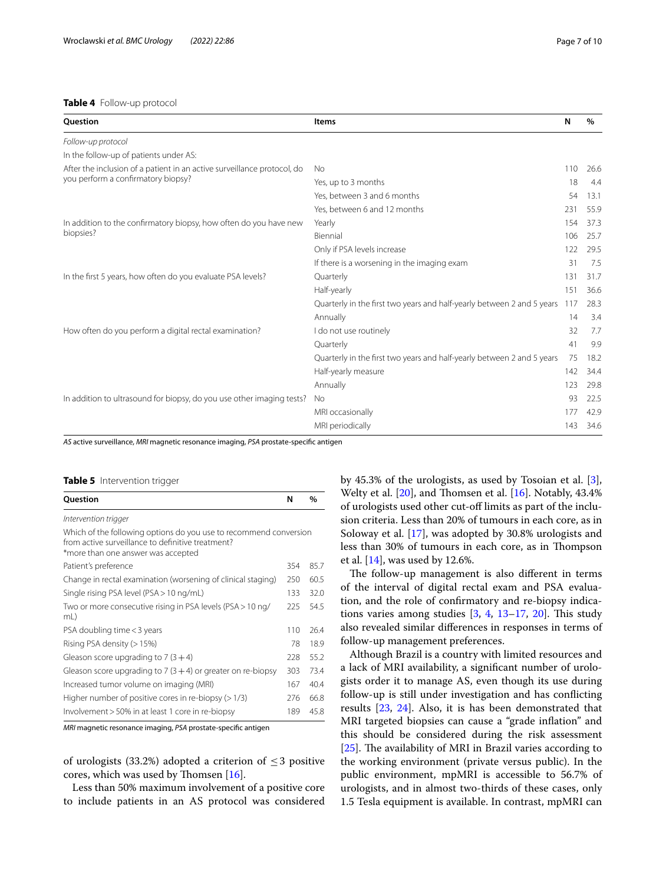**Table 4** Follow-up protocol

| Question | Items | N | % |
|---|---|---|---|
| *Follow-up protocol* | | | |
| In the follow-up of patients under AS: | | | |
| After the inclusion of a patient in an active surveillance protocol, do you perform a confirmatory biopsy? | No | 110 | 26.6 |
| | Yes, up to 3 months | 18 | 4.4 |
| | Yes, between 3 and 6 months | 54 | 13.1 |
| | Yes, between 6 and 12 months | 231 | 55.9 |
| In addition to the confirmatory biopsy, how often do you have new biopsies? | Yearly | 154 | 37.3 |
| | Biennial | 106 | 25.7 |
| | Only if PSA levels increase | 122 | 29.5 |
| | If there is a worsening in the imaging exam | 31 | 7.5 |
| In the first 5 years, how often do you evaluate PSA levels? | Quarterly | 131 | 31.7 |
| | Half-yearly | 151 | 36.6 |
| | Quarterly in the first two years and half-yearly between 2 and 5 years | 117 | 28.3 |
| | Annually | 14 | 3.4 |
| How often do you perform a digital rectal examination? | I do not use routinely | 32 | 7.7 |
| | Quarterly | 41 | 9.9 |
| | Quarterly in the first two years and half-yearly between 2 and 5 years | 75 | 18.2 |
| | Half-yearly measure | 142 | 34.4 |
| | Annually | 123 | 29.8 |
| In addition to ultrasound for biopsy, do you use other imaging tests? | No | 93 | 22.5 |
| | MRI occasionally | 177 | 42.9 |
| | MRI periodically | 143 | 34.6 |

*AS* active surveillance, *MRI* magnetic resonance imaging, *PSA* prostate-specific antigen

**Table 5** Intervention trigger

| Question | N | % |
|---|---|---|
| *Intervention trigger* | | |
| Which of the following options do you use to recommend conversion from active surveillance to definitive treatment? *more than one answer was accepted | | |
| Patient's preference | 354 | 85.7 |
| Change in rectal examination (worsening of clinical staging) | 250 | 60.5 |
| Single rising PSA level (PSA > 10 ng/mL) | 133 | 32.0 |
| Two or more consecutive rising in PSA levels (PSA > 10 ng/mL) | 225 | 54.5 |
| PSA doubling time < 3 years | 110 | 26.4 |
| Rising PSA density (> 15%) | 78 | 18.9 |
| Gleason score upgrading to 7 (3 + 4) | 228 | 55.2 |
| Gleason score upgrading to 7 (3 + 4) or greater on re-biopsy | 303 | 73.4 |
| Increased tumor volume on imaging (MRI) | 167 | 40.4 |
| Higher number of positive cores in re-biopsy (> 1/3) | 276 | 66.8 |
| Involvement > 50% in at least 1 core in re-biopsy | 189 | 45.8 |

*MRI* magnetic resonance imaging, *PSA* prostate-specific antigen

of urologists (33.2%) adopted a criterion of $\leq 3$ positive cores, which was used by Thomsen [16].

Less than 50% maximum involvement of a positive core to include patients in an AS protocol was considered by 45.3% of the urologists, as used by Tosoian et al. [3], Welty et al. [20], and Thomsen et al. [16]. Notably, 43.4% of urologists used other cut-off limits as part of the inclusion criteria. Less than 20% of tumours in each core, as in Soloway et al. [17], was adopted by 30.8% urologists and less than 30% of tumours in each core, as in Thompson et al. [14], was used by 12.6%.

The follow-up management is also different in terms of the interval of digital rectal exam and PSA evaluation, and the role of confirmatory and re-biopsy indications varies among studies [3, 4, 13–17, 20]. This study also revealed similar differences in responses in terms of follow-up management preferences.

Although Brazil is a country with limited resources and a lack of MRI availability, a significant number of urologists order it to manage AS, even though its use during follow-up is still under investigation and has conflicting results [23, 24]. Also, it is has been demonstrated that MRI targeted biopsies can cause a "grade inflation" and this should be considered during the risk assessment [25]. The availability of MRI in Brazil varies according to the working environment (private versus public). In the public environment, mpMRI is accessible to 56.7% of urologists, and in almost two-thirds of these cases, only 1.5 Tesla equipment is available. In contrast, mpMRI can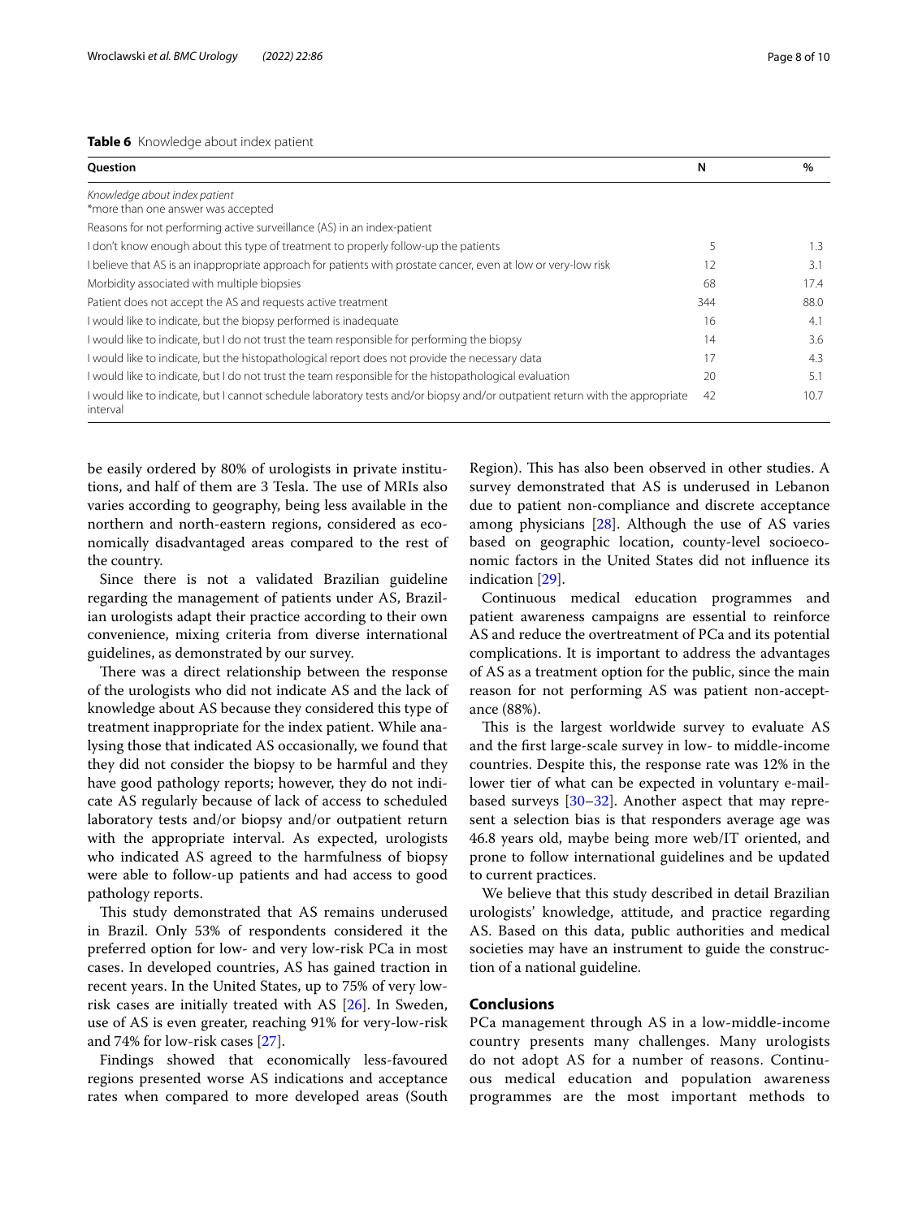**Table 6** Knowledge about index patient

| Question | N | % |
|---|---|---|
| *Knowledge about index patient*<br>\*more than one answer was accepted | | |
| Reasons for not performing active surveillance (AS) in an index-patient | | |
| I don't know enough about this type of treatment to properly follow-up the patients | 5 | 1.3 |
| I believe that AS is an inappropriate approach for patients with prostate cancer, even at low or very-low risk | 12 | 3.1 |
| Morbidity associated with multiple biopsies | 68 | 17.4 |
| Patient does not accept the AS and requests active treatment | 344 | 88.0 |
| I would like to indicate, but the biopsy performed is inadequate | 16 | 4.1 |
| I would like to indicate, but I do not trust the team responsible for performing the biopsy | 14 | 3.6 |
| I would like to indicate, but the histopathological report does not provide the necessary data | 17 | 4.3 |
| I would like to indicate, but I do not trust the team responsible for the histopathological evaluation | 20 | 5.1 |
| I would like to indicate, but I cannot schedule laboratory tests and/or biopsy and/or outpatient return with the appropriate interval | 42 | 10.7 |

be easily ordered by 80% of urologists in private institutions, and half of them are 3 Tesla. The use of MRIs also varies according to geography, being less available in the northern and north-eastern regions, considered as economically disadvantaged areas compared to the rest of the country.

Since there is not a validated Brazilian guideline regarding the management of patients under AS, Brazilian urologists adapt their practice according to their own convenience, mixing criteria from diverse international guidelines, as demonstrated by our survey.

There was a direct relationship between the response of the urologists who did not indicate AS and the lack of knowledge about AS because they considered this type of treatment inappropriate for the index patient. While analysing those that indicated AS occasionally, we found that they did not consider the biopsy to be harmful and they have good pathology reports; however, they do not indicate AS regularly because of lack of access to scheduled laboratory tests and/or biopsy and/or outpatient return with the appropriate interval. As expected, urologists who indicated AS agreed to the harmfulness of biopsy were able to follow-up patients and had access to good pathology reports.

This study demonstrated that AS remains underused in Brazil. Only 53% of respondents considered it the preferred option for low- and very low-risk PCa in most cases. In developed countries, AS has gained traction in recent years. In the United States, up to 75% of very low-risk cases are initially treated with AS [26]. In Sweden, use of AS is even greater, reaching 91% for very-low-risk and 74% for low-risk cases [27].

Findings showed that economically less-favoured regions presented worse AS indications and acceptance rates when compared to more developed areas (South Region). This has also been observed in other studies. A survey demonstrated that AS is underused in Lebanon due to patient non-compliance and discrete acceptance among physicians [28]. Although the use of AS varies based on geographic location, county-level socioeconomic factors in the United States did not influence its indication [29].

Continuous medical education programmes and patient awareness campaigns are essential to reinforce AS and reduce the overtreatment of PCa and its potential complications. It is important to address the advantages of AS as a treatment option for the public, since the main reason for not performing AS was patient non-acceptance (88%).

This is the largest worldwide survey to evaluate AS and the first large-scale survey in low- to middle-income countries. Despite this, the response rate was 12% in the lower tier of what can be expected in voluntary e-mail-based surveys [30–32]. Another aspect that may represent a selection bias is that responders average age was 46.8 years old, maybe being more web/IT oriented, and prone to follow international guidelines and be updated to current practices.

We believe that this study described in detail Brazilian urologists' knowledge, attitude, and practice regarding AS. Based on this data, public authorities and medical societies may have an instrument to guide the construction of a national guideline.

## Conclusions

PCa management through AS in a low-middle-income country presents many challenges. Many urologists do not adopt AS for a number of reasons. Continuous medical education and population awareness programmes are the most important methods to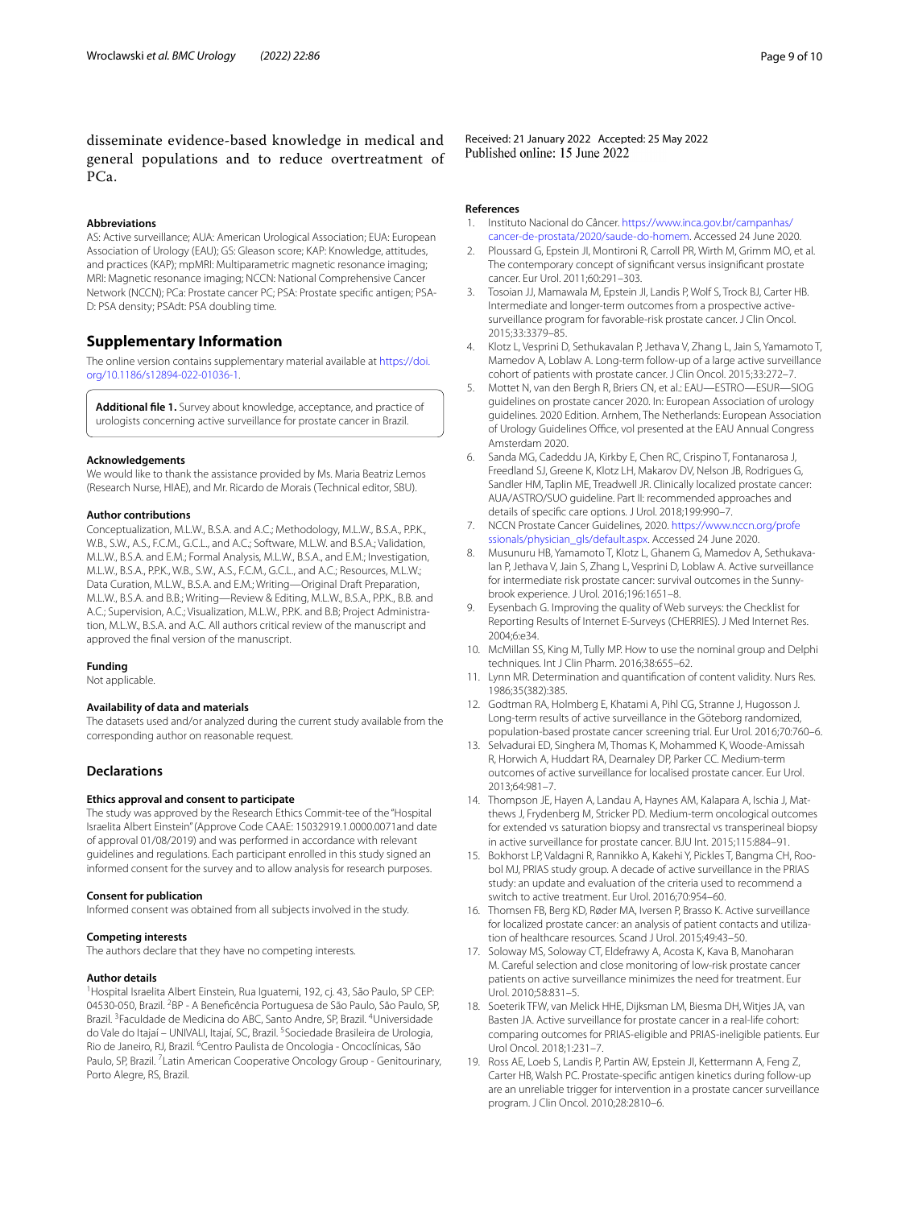disseminate evidence-based knowledge in medical and general populations and to reduce overtreatment of PCa.

### Abbreviations

AS: Active surveillance; AUA: American Urological Association; EUA: European Association of Urology (EAU); GS: Gleason score; KAP: Knowledge, attitudes, and practices (KAP); mpMRI: Multiparametric magnetic resonance imaging; MRI: Magnetic resonance imaging; NCCN: National Comprehensive Cancer Network (NCCN); PCa: Prostate cancer PC; PSA: Prostate specific antigen; PSA-D: PSA density; PSAdt: PSA doubling time.

## Supplementary Information

The online version contains supplementary material available at https://doi.org/10.1186/s12894-022-01036-1.

**Additional file 1.** Survey about knowledge, acceptance, and practice of urologists concerning active surveillance for prostate cancer in Brazil.

### Acknowledgements

We would like to thank the assistance provided by Ms. Maria Beatriz Lemos (Research Nurse, HIAE), and Mr. Ricardo de Morais (Technical editor, SBU).

### Author contributions

Conceptualization, M.L.W., B.S.A. and A.C.; Methodology, M.L.W., B.S.A., P.P.K., W.B., S.W., A.S., F.C.M., G.C.L., and A.C.; Software, M.L.W. and B.S.A.; Validation, M.L.W., B.S.A. and E.M.; Formal Analysis, M.L.W., B.S.A., and E.M.; Investigation, M.L.W., B.S.A., P.P.K., W.B., S.W., A.S., F.C.M., G.C.L., and A.C.; Resources, M.L.W.; Data Curation, M.L.W., B.S.A. and E.M.; Writing—Original Draft Preparation, M.L.W., B.S.A. and B.B.; Writing—Review & Editing, M.L.W., B.S.A., P.P.K., B.B. and A.C.; Supervision, A.C.; Visualization, M.L.W., P.P.K. and B.B; Project Administration, M.L.W., B.S.A. and A.C. All authors critical review of the manuscript and approved the final version of the manuscript.

### Funding

Not applicable.

### Availability of data and materials

The datasets used and/or analyzed during the current study available from the corresponding author on reasonable request.

## Declarations

### Ethics approval and consent to participate

The study was approved by the Research Ethics Commit-tee of the "Hospital Israelita Albert Einstein" (Approve Code CAAE: 15032919.1.0000.0071and date of approval 01/08/2019) and was performed in accordance with relevant guidelines and regulations. Each participant enrolled in this study signed an informed consent for the survey and to allow analysis for research purposes.

### Consent for publication

Informed consent was obtained from all subjects involved in the study.

### Competing interests

The authors declare that they have no competing interests.

### Author details

[1]Hospital Israelita Albert Einstein, Rua Iguatemi, 192, cj. 43, São Paulo, SP CEP: 04530-050, Brazil. [2]BP - A Beneficência Portuguesa de São Paulo, São Paulo, SP, Brazil. [3]Faculdade de Medicina do ABC, Santo Andre, SP, Brazil. [4]Universidade do Vale do Itajaí – UNIVALI, Itajaí, SC, Brazil. [5]Sociedade Brasileira de Urologia, Rio de Janeiro, RJ, Brazil. [6]Centro Paulista de Oncologia - Oncoclínicas, São Paulo, SP, Brazil. [7]Latin American Cooperative Oncology Group - Genitourinary, Porto Alegre, RS, Brazil.

Received: 21 January 2022 Accepted: 25 May 2022
Published online: 15 June 2022

### References

1. Instituto Nacional do Câncer. https://www.inca.gov.br/campanhas/cancer-de-prostata/2020/saude-do-homem. Accessed 24 June 2020.
2. Ploussard G, Epstein JI, Montironi R, Carroll PR, Wirth M, Grimm MO, et al. The contemporary concept of significant versus insignificant prostate cancer. Eur Urol. 2011;60:291–303.
3. Tosoian JJ, Mamawala M, Epstein JI, Landis P, Wolf S, Trock BJ, Carter HB. Intermediate and longer-term outcomes from a prospective active-surveillance program for favorable-risk prostate cancer. J Clin Oncol. 2015;33:3379–85.
4. Klotz L, Vesprini D, Sethukavalan P, Jethava V, Zhang L, Jain S, Yamamoto T, Mamedov A, Loblaw A. Long-term follow-up of a large active surveillance cohort of patients with prostate cancer. J Clin Oncol. 2015;33:272–7.
5. Mottet N, van den Bergh R, Briers CN, et al.: EAU—ESTRO—ESUR—SIOG guidelines on prostate cancer 2020. In: European Association of urology guidelines. 2020 Edition. Arnhem, The Netherlands: European Association of Urology Guidelines Office, vol presented at the EAU Annual Congress Amsterdam 2020.
6. Sanda MG, Cadeddu JA, Kirkby E, Chen RC, Crispino T, Fontanarosa J, Freedland SJ, Greene K, Klotz LH, Makarov DV, Nelson JB, Rodrigues G, Sandler HM, Taplin ME, Treadwell JR. Clinically localized prostate cancer: AUA/ASTRO/SUO guideline. Part II: recommended approaches and details of specific care options. J Urol. 2018;199:990–7.
7. NCCN Prostate Cancer Guidelines, 2020. https://www.nccn.org/professionals/physician_gls/default.aspx. Accessed 24 June 2020.
8. Musunuru HB, Yamamoto T, Klotz L, Ghanem G, Mamedov A, Sethukavalan P, Jethava V, Jain S, Zhang L, Vesprini D, Loblaw A. Active surveillance for intermediate risk prostate cancer: survival outcomes in the Sunnybrook experience. J Urol. 2016;196:1651–8.
9. Eysenbach G. Improving the quality of Web surveys: the Checklist for Reporting Results of Internet E-Surveys (CHERRIES). J Med Internet Res. 2004;6:e34.
10. McMillan SS, King M, Tully MP. How to use the nominal group and Delphi techniques. Int J Clin Pharm. 2016;38:655–62.
11. Lynn MR. Determination and quantification of content validity. Nurs Res. 1986;35(382):385.
12. Godtman RA, Holmberg E, Khatami A, Pihl CG, Stranne J, Hugosson J. Long-term results of active surveillance in the Göteborg randomized, population-based prostate cancer screening trial. Eur Urol. 2016;70:760–6.
13. Selvadurai ED, Singhera M, Thomas K, Mohammed K, Woode-Amissah R, Horwich A, Huddart RA, Dearnaley DP, Parker CC. Medium-term outcomes of active surveillance for localised prostate cancer. Eur Urol. 2013;64:981–7.
14. Thompson JE, Hayen A, Landau A, Haynes AM, Kalapara A, Ischia J, Matthews J, Frydenberg M, Stricker PD. Medium-term oncological outcomes for extended vs saturation biopsy and transrectal vs transperineal biopsy in active surveillance for prostate cancer. BJU Int. 2015;115:884–91.
15. Bokhorst LP, Valdagni R, Rannikko A, Kakehi Y, Pickles T, Bangma CH, Roobol MJ, PRIAS study group. A decade of active surveillance in the PRIAS study: an update and evaluation of the criteria used to recommend a switch to active treatment. Eur Urol. 2016;70:954–60.
16. Thomsen FB, Berg KD, Røder MA, Iversen P, Brasso K. Active surveillance for localized prostate cancer: an analysis of patient contacts and utilization of healthcare resources. Scand J Urol. 2015;49:43–50.
17. Soloway MS, Soloway CT, Eldefrawy A, Acosta K, Kava B, Manoharan M. Careful selection and close monitoring of low-risk prostate cancer patients on active surveillance minimizes the need for treatment. Eur Urol. 2010;58:831–5.
18. Soeterik TFW, van Melick HHE, Dijksman LM, Biesma DH, Witjes JA, van Basten JA. Active surveillance for prostate cancer in a real-life cohort: comparing outcomes for PRIAS-eligible and PRIAS-ineligible patients. Eur Urol Oncol. 2018;1:231–7.
19. Ross AE, Loeb S, Landis P, Partin AW, Epstein JI, Kettermann A, Feng Z, Carter HB, Walsh PC. Prostate-specific antigen kinetics during follow-up are an unreliable trigger for intervention in a prostate cancer surveillance program. J Clin Oncol. 2010;28:2810–6.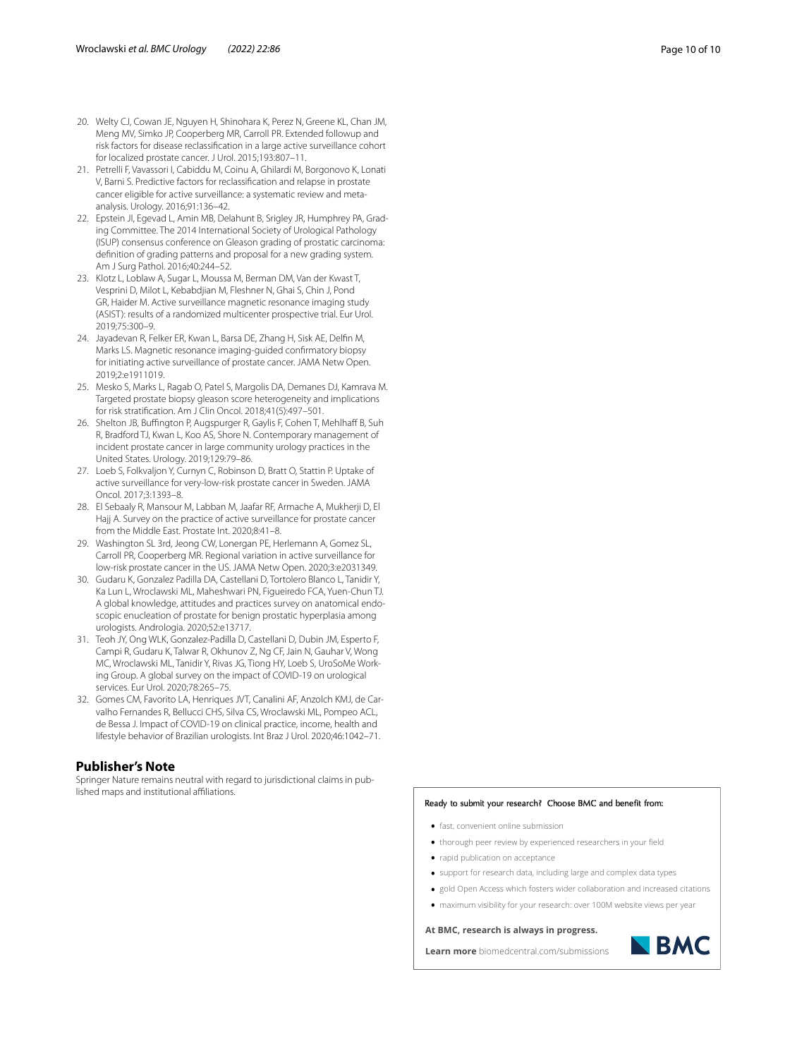20. Welty CJ, Cowan JE, Nguyen H, Shinohara K, Perez N, Greene KL, Chan JM, Meng MV, Simko JP, Cooperberg MR, Carroll PR. Extended followup and risk factors for disease reclassification in a large active surveillance cohort for localized prostate cancer. J Urol. 2015;193:807–11.
21. Petrelli F, Vavassori I, Cabiddu M, Coinu A, Ghilardi M, Borgonovo K, Lonati V, Barni S. Predictive factors for reclassification and relapse in prostate cancer eligible for active surveillance: a systematic review and meta-analysis. Urology. 2016;91:136–42.
22. Epstein JI, Egevad L, Amin MB, Delahunt B, Srigley JR, Humphrey PA, Grading Committee. The 2014 International Society of Urological Pathology (ISUP) consensus conference on Gleason grading of prostatic carcinoma: definition of grading patterns and proposal for a new grading system. Am J Surg Pathol. 2016;40:244–52.
23. Klotz L, Loblaw A, Sugar L, Moussa M, Berman DM, Van der Kwast T, Vesprini D, Milot L, Kebabdjian M, Fleshner N, Ghai S, Chin J, Pond GR, Haider M. Active surveillance magnetic resonance imaging study (ASIST): results of a randomized multicenter prospective trial. Eur Urol. 2019;75:300–9.
24. Jayadevan R, Felker ER, Kwan L, Barsa DE, Zhang H, Sisk AE, Delfin M, Marks LS. Magnetic resonance imaging-guided confirmatory biopsy for initiating active surveillance of prostate cancer. JAMA Netw Open. 2019;2:e1911019.
25. Mesko S, Marks L, Ragab O, Patel S, Margolis DA, Demanes DJ, Kamrava M. Targeted prostate biopsy gleason score heterogeneity and implications for risk stratification. Am J Clin Oncol. 2018;41(5):497–501.
26. Shelton JB, Buffington P, Augspurger R, Gaylis F, Cohen T, Mehlhaff B, Suh R, Bradford TJ, Kwan L, Koo AS, Shore N. Contemporary management of incident prostate cancer in large community urology practices in the United States. Urology. 2019;129:79–86.
27. Loeb S, Folkvaljon Y, Curnyn C, Robinson D, Bratt O, Stattin P. Uptake of active surveillance for very-low-risk prostate cancer in Sweden. JAMA Oncol. 2017;3:1393–8.
28. El Sebaaly R, Mansour M, Labban M, Jaafar RF, Armache A, Mukherji D, El Hajj A. Survey on the practice of active surveillance for prostate cancer from the Middle East. Prostate Int. 2020;8:41–8.
29. Washington SL 3rd, Jeong CW, Lonergan PE, Herlemann A, Gomez SL, Carroll PR, Cooperberg MR. Regional variation in active surveillance for low-risk prostate cancer in the US. JAMA Netw Open. 2020;3:e2031349.
30. Gudaru K, Gonzalez Padilla DA, Castellani D, Tortolero Blanco L, Tanidir Y, Ka Lun L, Wroclawski ML, Maheshwari PN, Figueiredo FCA, Yuen-Chun TJ. A global knowledge, attitudes and practices survey on anatomical endoscopic enucleation of prostate for benign prostatic hyperplasia among urologists. Andrologia. 2020;52:e13717.
31. Teoh JY, Ong WLK, Gonzalez-Padilla D, Castellani D, Dubin JM, Esperto F, Campi R, Gudaru K, Talwar R, Okhunov Z, Ng CF, Jain N, Gauhar V, Wong MC, Wroclawski ML, Tanidir Y, Rivas JG, Tiong HY, Loeb S, UroSoMe Working Group. A global survey on the impact of COVID-19 on urological services. Eur Urol. 2020;78:265–75.
32. Gomes CM, Favorito LA, Henriques JVT, Canalini AF, Anzolch KMJ, de Carvalho Fernandes R, Bellucci CHS, Silva CS, Wroclawski ML, Pompeo ACL, de Bessa J. Impact of COVID-19 on clinical practice, income, health and lifestyle behavior of Brazilian urologists. Int Braz J Urol. 2020;46:1042–71.

## Publisher's Note

Springer Nature remains neutral with regard to jurisdictional claims in published maps and institutional affiliations.

Ready to submit your research? Choose BMC and benefit from:

- fast, convenient online submission
- thorough peer review by experienced researchers in your field
- rapid publication on acceptance
- support for research data, including large and complex data types
- gold Open Access which fosters wider collaboration and increased citations
- maximum visibility for your research: over 100M website views per year

**At BMC, research is always in progress.**

**Learn more** biomedcentral.com/submissions

BMC